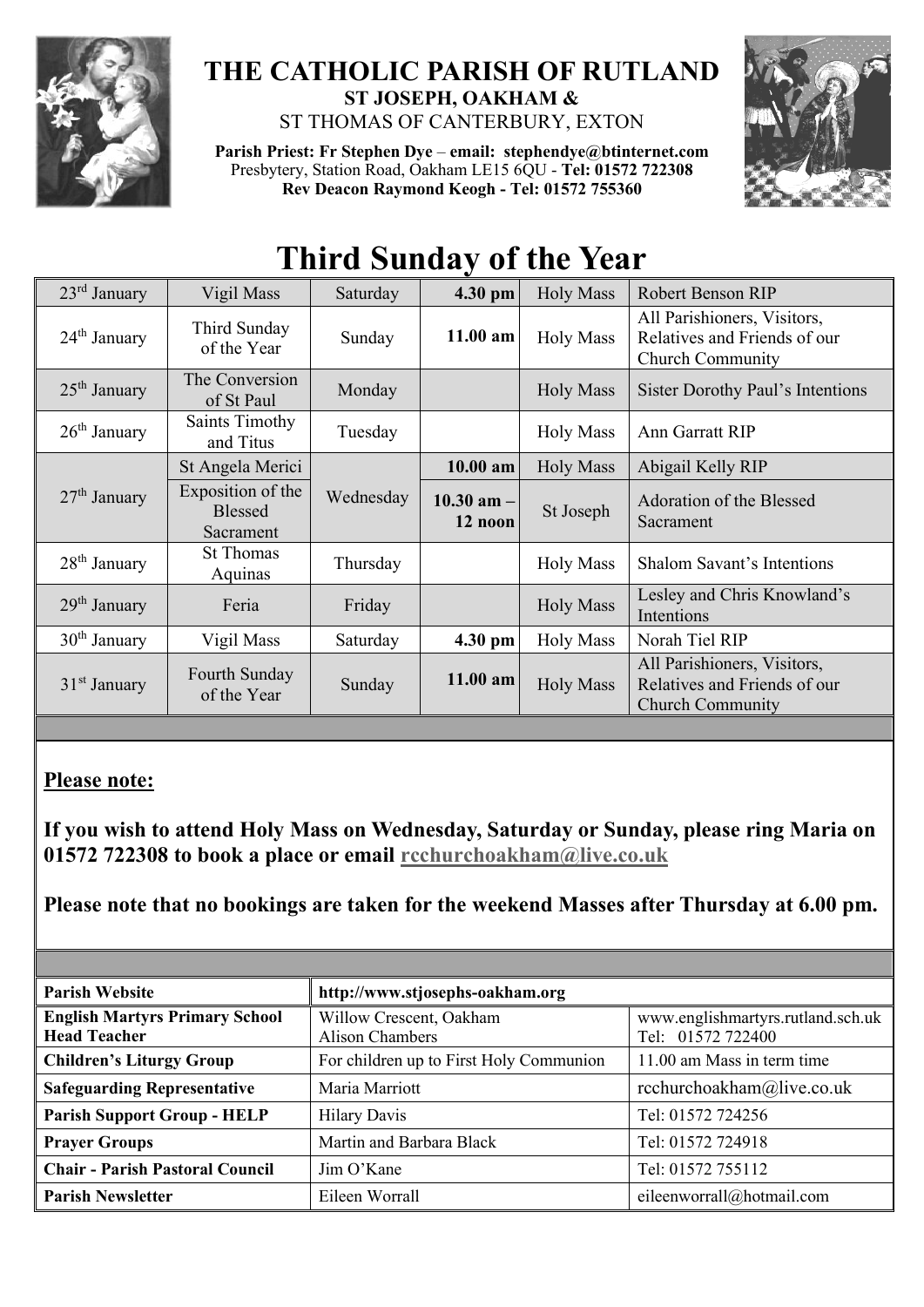# THE CATHOLIC PARISH OF RUTLAND

**ST JOSEPH, OAKHAM &**

ST THOMAS OF CANTERBURY, EXTON

**Parish Priest: Fr Stephen Dye** – **email: stephendye@btinternet.com**
Presbytery, Station Road, Oakham LE15 6QU - **Tel: 01572 722308**
**Rev Deacon Raymond Keogh - Tel: 01572 755360**

# Third Sunday of the Year

| | | | | | |
|---|---|---|---|---|---|
| 23rd January | Vigil Mass | Saturday | **4.30 pm** | Holy Mass | Robert Benson RIP |
| 24th January | Third Sunday of the Year | Sunday | **11.00 am** | Holy Mass | All Parishioners, Visitors, Relatives and Friends of our Church Community |
| 25th January | The Conversion of St Paul | Monday | | Holy Mass | Sister Dorothy Paul's Intentions |
| 26th January | Saints Timothy and Titus | Tuesday | | Holy Mass | Ann Garratt RIP |
| 27th January | St Angela Merici | Wednesday | **10.00 am** | Holy Mass | Abigail Kelly RIP |
| | Exposition of the Blessed Sacrament | | **10.30 am – 12 noon** | St Joseph | Adoration of the Blessed Sacrament |
| 28th January | St Thomas Aquinas | Thursday | | Holy Mass | Shalom Savant's Intentions |
| 29th January | Feria | Friday | | Holy Mass | Lesley and Chris Knowland's Intentions |
| 30th January | Vigil Mass | Saturday | **4.30 pm** | Holy Mass | Norah Tiel RIP |
| 31st January | Fourth Sunday of the Year | Sunday | **11.00 am** | Holy Mass | All Parishioners, Visitors, Relatives and Friends of our Church Community |

**Please note:**

**If you wish to attend Holy Mass on Wednesday, Saturday or Sunday, please ring Maria on 01572 722308 to book a place or email rcchurchoakham@live.co.uk**

**Please note that no bookings are taken for the weekend Masses after Thursday at 6.00 pm.**

| | | |
|---|---|---|
| **Parish Website** | **http://www.stjosephs-oakham.org** | |
| **English Martyrs Primary School Head Teacher** | Willow Crescent, Oakham Alison Chambers | www.englishmartyrs.rutland.sch.uk Tel: 01572 722400 |
| **Children's Liturgy Group** | For children up to First Holy Communion | 11.00 am Mass in term time |
| **Safeguarding Representative** | Maria Marriott | rcchurchoakham@live.co.uk |
| **Parish Support Group - HELP** | Hilary Davis | Tel: 01572 724256 |
| **Prayer Groups** | Martin and Barbara Black | Tel: 01572 724918 |
| **Chair - Parish Pastoral Council** | Jim O'Kane | Tel: 01572 755112 |
| **Parish Newsletter** | Eileen Worrall | eileenworrall@hotmail.com |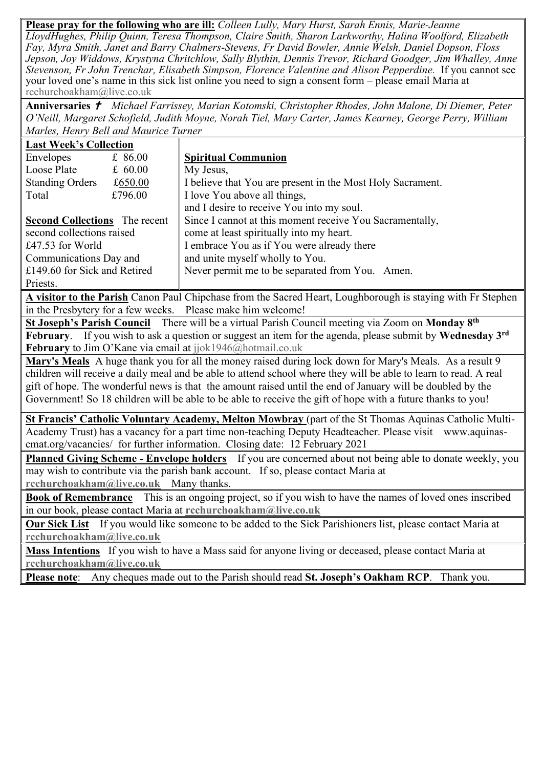**Please pray for the following who are ill:** *Colleen Lully, Mary Hurst, Sarah Ennis, Marie-Jeanne LloydHughes, Philip Quinn, Teresa Thompson, Claire Smith, Sharon Larkworthy, Halina Woolford, Elizabeth Fay, Myra Smith, Janet and Barry Chalmers-Stevens, Fr David Bowler, Annie Welsh, Daniel Dopson, Floss Jepson, Joy Widdows, Krystyna Chritchlow, Sally Blythin, Dennis Trevor, Richard Goodger, Jim Whalley, Anne Stevenson, Fr John Trenchar, Elisabeth Simpson, Florence Valentine and Alison Pepperdine.* If you cannot see your loved one's name in this sick list online you need to sign a consent form – please email Maria at rcchurchoakham@live.co.uk

**Anniversaries** ✝ *Michael Farrissey, Marian Kotomski, Christopher Rhodes, John Malone, Di Diemer, Peter O'Neill, Margaret Schofield, Judith Moyne, Norah Tiel, Mary Carter, James Kearney, George Perry, William Marles, Henry Bell and Maurice Turner*

**Last Week's Collection**

| | |
|---|---|
| Envelopes | £ 86.00 |
| Loose Plate | £ 60.00 |
| Standing Orders | £650.00 |
| Total | £796.00 |

**Second Collections** The recent second collections raised £47.53 for World Communications Day and £149.60 for Sick and Retired Priests.

**Spiritual Communion**

My Jesus,
I believe that You are present in the Most Holy Sacrament.
I love You above all things,
and I desire to receive You into my soul.
Since I cannot at this moment receive You Sacramentally,
come at least spiritually into my heart.
I embrace You as if You were already there
and unite myself wholly to You.
Never permit me to be separated from You. Amen.

**A visitor to the Parish** Canon Paul Chipchase from the Sacred Heart, Loughborough is staying with Fr Stephen in the Presbytery for a few weeks. Please make him welcome!

**St Joseph's Parish Council** There will be a virtual Parish Council meeting via Zoom on **Monday 8th February**. If you wish to ask a question or suggest an item for the agenda, please submit by **Wednesday 3rd February** to Jim O'Kane via email at jjok1946@hotmail.co.uk

**Mary's Meals** A huge thank you for all the money raised during lock down for Mary's Meals. As a result 9 children will receive a daily meal and be able to attend school where they will be able to learn to read. A real gift of hope. The wonderful news is that the amount raised until the end of January will be doubled by the Government! So 18 children will be able to be able to receive the gift of hope with a future thanks to you!

**St Francis' Catholic Voluntary Academy, Melton Mowbray** (part of the St Thomas Aquinas Catholic Multi-Academy Trust) has a vacancy for a part time non-teaching Deputy Headteacher. Please visit www.aquinas-cmat.org/vacancies/ for further information. Closing date: 12 February 2021

**Planned Giving Scheme - Envelope holders** If you are concerned about not being able to donate weekly, you may wish to contribute via the parish bank account. If so, please contact Maria at **rcchurchoakham@live.co.uk** Many thanks.

**Book of Remembrance** This is an ongoing project, so if you wish to have the names of loved ones inscribed in our book, please contact Maria at **rcchurchoakham@live.co.uk**

**Our Sick List** If you would like someone to be added to the Sick Parishioners list, please contact Maria at **rcchurchoakham@live.co.uk**

**Mass Intentions** If you wish to have a Mass said for anyone living or deceased, please contact Maria at **rcchurchoakham@live.co.uk**

**Please note**: Any cheques made out to the Parish should read **St. Joseph's Oakham RCP**. Thank you.